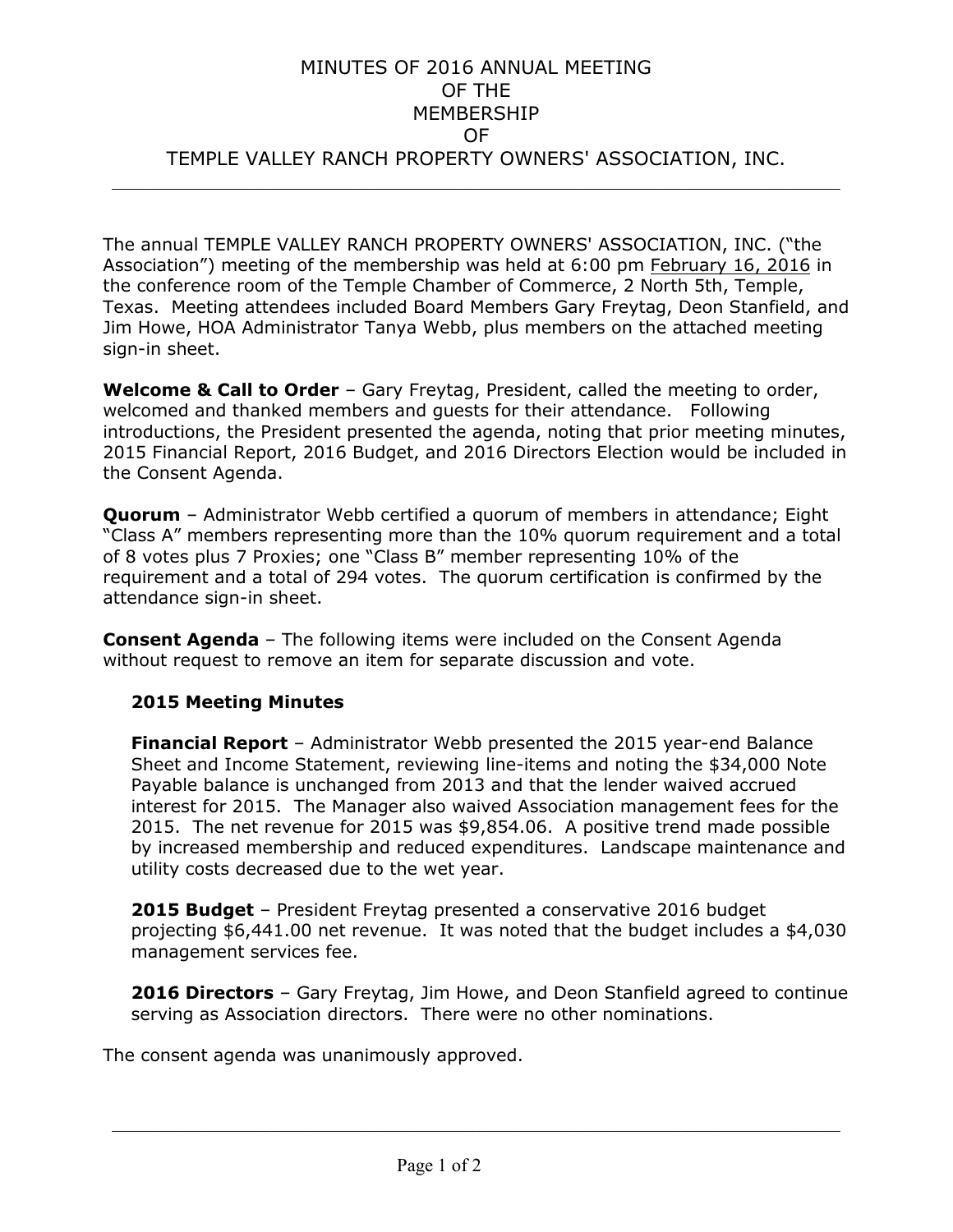# MINUTES OF 2016 ANNUAL MEETING OF THE MEMBERSHIP OF TEMPLE VALLEY RANCH PROPERTY OWNERS' ASSOCIATION, INC.

The annual TEMPLE VALLEY RANCH PROPERTY OWNERS' ASSOCIATION, INC. ("the Association") meeting of the membership was held at 6:00 pm February 16, 2016 in the conference room of the Temple Chamber of Commerce, 2 North 5th, Temple, Texas. Meeting attendees included Board Members Gary Freytag, Deon Stanfield, and Jim Howe, HOA Administrator Tanya Webb, plus members on the attached meeting sign-in sheet.

**Welcome & Call to Order** – Gary Freytag, President, called the meeting to order, welcomed and thanked members and guests for their attendance. Following introductions, the President presented the agenda, noting that prior meeting minutes, 2015 Financial Report, 2016 Budget, and 2016 Directors Election would be included in the Consent Agenda.

**Quorum** – Administrator Webb certified a quorum of members in attendance; Eight "Class A" members representing more than the 10% quorum requirement and a total of 8 votes plus 7 Proxies; one "Class B" member representing 10% of the requirement and a total of 294 votes. The quorum certification is confirmed by the attendance sign-in sheet.

**Consent Agenda** – The following items were included on the Consent Agenda without request to remove an item for separate discussion and vote.

> **2015 Meeting Minutes**
>
> **Financial Report** – Administrator Webb presented the 2015 year-end Balance Sheet and Income Statement, reviewing line-items and noting the $34,000 Note Payable balance is unchanged from 2013 and that the lender waived accrued interest for 2015. The Manager also waived Association management fees for the 2015. The net revenue for 2015 was $9,854.06. A positive trend made possible by increased membership and reduced expenditures. Landscape maintenance and utility costs decreased due to the wet year.
>
> **2015 Budget** – President Freytag presented a conservative 2016 budget projecting $6,441.00 net revenue. It was noted that the budget includes a $4,030 management services fee.
>
> **2016 Directors** – Gary Freytag, Jim Howe, and Deon Stanfield agreed to continue serving as Association directors. There were no other nominations.

The consent agenda was unanimously approved.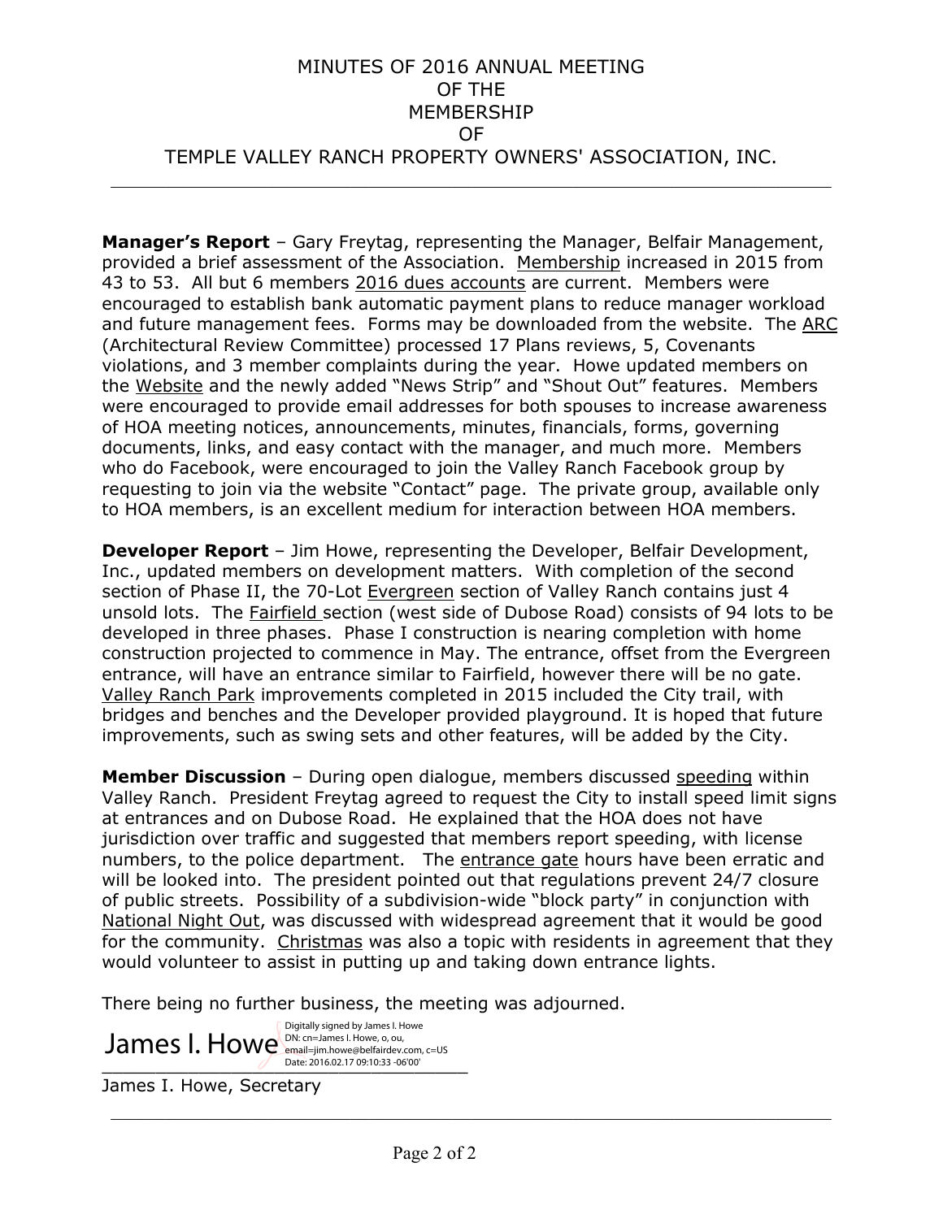# MINUTES OF 2016 ANNUAL MEETING OF THE MEMBERSHIP OF TEMPLE VALLEY RANCH PROPERTY OWNERS' ASSOCIATION, INC.

---

**Manager's Report** – Gary Freytag, representing the Manager, Belfair Management, provided a brief assessment of the Association. Membership increased in 2015 from 43 to 53. All but 6 members 2016 dues accounts are current. Members were encouraged to establish bank automatic payment plans to reduce manager workload and future management fees. Forms may be downloaded from the website. The ARC (Architectural Review Committee) processed 17 Plans reviews, 5, Covenants violations, and 3 member complaints during the year. Howe updated members on the Website and the newly added "News Strip" and "Shout Out" features. Members were encouraged to provide email addresses for both spouses to increase awareness of HOA meeting notices, announcements, minutes, financials, forms, governing documents, links, and easy contact with the manager, and much more. Members who do Facebook, were encouraged to join the Valley Ranch Facebook group by requesting to join via the website "Contact" page. The private group, available only to HOA members, is an excellent medium for interaction between HOA members.

**Developer Report** – Jim Howe, representing the Developer, Belfair Development, Inc., updated members on development matters. With completion of the second section of Phase II, the 70-Lot Evergreen section of Valley Ranch contains just 4 unsold lots. The Fairfield section (west side of Dubose Road) consists of 94 lots to be developed in three phases. Phase I construction is nearing completion with home construction projected to commence in May. The entrance, offset from the Evergreen entrance, will have an entrance similar to Fairfield, however there will be no gate. Valley Ranch Park improvements completed in 2015 included the City trail, with bridges and benches and the Developer provided playground. It is hoped that future improvements, such as swing sets and other features, will be added by the City.

**Member Discussion** – During open dialogue, members discussed speeding within Valley Ranch. President Freytag agreed to request the City to install speed limit signs at entrances and on Dubose Road. He explained that the HOA does not have jurisdiction over traffic and suggested that members report speeding, with license numbers, to the police department. The entrance gate hours have been erratic and will be looked into. The president pointed out that regulations prevent 24/7 closure of public streets. Possibility of a subdivision-wide "block party" in conjunction with National Night Out, was discussed with widespread agreement that it would be good for the community. Christmas was also a topic with residents in agreement that they would volunteer to assist in putting up and taking down entrance lights.

There being no further business, the meeting was adjourned.

James I. Howe
Digitally signed by James I. Howe
DN: cn=James I. Howe, o, ou, email=jim.howe@belfairdev.com, c=US
Date: 2016.02.17 09:10:33 -06'00'

James I. Howe, Secretary